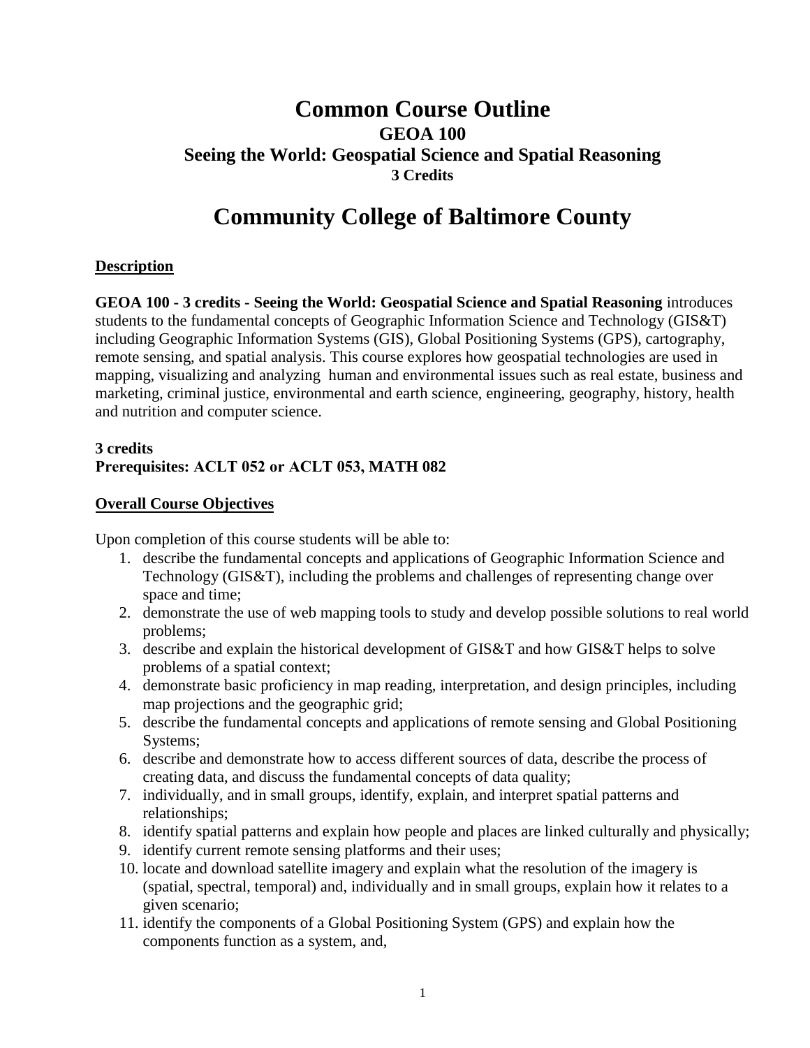# Common Course Outline
## GEOA 100
## Seeing the World: Geospatial Science and Spatial Reasoning
### 3 Credits

# Community College of Baltimore County

**Description**

**GEOA 100 - 3 credits - Seeing the World: Geospatial Science and Spatial Reasoning** introduces students to the fundamental concepts of Geographic Information Science and Technology (GIS&T) including Geographic Information Systems (GIS), Global Positioning Systems (GPS), cartography, remote sensing, and spatial analysis. This course explores how geospatial technologies are used in mapping, visualizing and analyzing human and environmental issues such as real estate, business and marketing, criminal justice, environmental and earth science, engineering, geography, history, health and nutrition and computer science.

**3 credits**
**Prerequisites: ACLT 052 or ACLT 053, MATH 082**

**Overall Course Objectives**

Upon completion of this course students will be able to:

1. describe the fundamental concepts and applications of Geographic Information Science and Technology (GIS&T), including the problems and challenges of representing change over space and time;
2. demonstrate the use of web mapping tools to study and develop possible solutions to real world problems;
3. describe and explain the historical development of GIS&T and how GIS&T helps to solve problems of a spatial context;
4. demonstrate basic proficiency in map reading, interpretation, and design principles, including map projections and the geographic grid;
5. describe the fundamental concepts and applications of remote sensing and Global Positioning Systems;
6. describe and demonstrate how to access different sources of data, describe the process of creating data, and discuss the fundamental concepts of data quality;
7. individually, and in small groups, identify, explain, and interpret spatial patterns and relationships;
8. identify spatial patterns and explain how people and places are linked culturally and physically;
9. identify current remote sensing platforms and their uses;
10. locate and download satellite imagery and explain what the resolution of the imagery is (spatial, spectral, temporal) and, individually and in small groups, explain how it relates to a given scenario;
11. identify the components of a Global Positioning System (GPS) and explain how the components function as a system, and,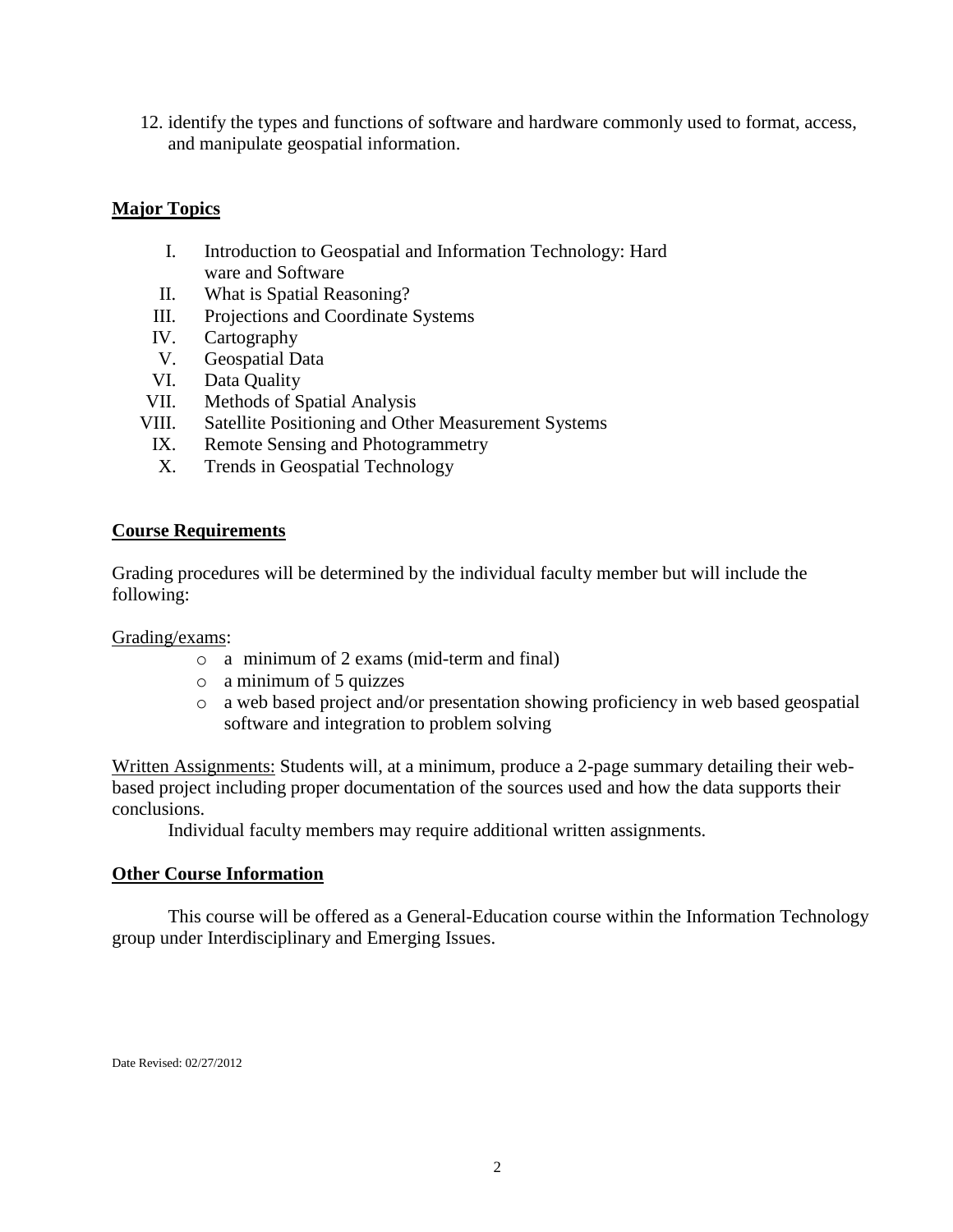12. identify the types and functions of software and hardware commonly used to format, access, and manipulate geospatial information.

## Major Topics

I. Introduction to Geospatial and Information Technology: Hard ware and Software
II. What is Spatial Reasoning?
III. Projections and Coordinate Systems
IV. Cartography
V. Geospatial Data
VI. Data Quality
VII. Methods of Spatial Analysis
VIII. Satellite Positioning and Other Measurement Systems
IX. Remote Sensing and Photogrammetry
X. Trends in Geospatial Technology

## Course Requirements

Grading procedures will be determined by the individual faculty member but will include the following:

Grading/exams:

- a minimum of 2 exams (mid-term and final)
- a minimum of 5 quizzes
- a web based project and/or presentation showing proficiency in web based geospatial software and integration to problem solving

Written Assignments: Students will, at a minimum, produce a 2-page summary detailing their web-based project including proper documentation of the sources used and how the data supports their conclusions.

Individual faculty members may require additional written assignments.

## Other Course Information

This course will be offered as a General-Education course within the Information Technology group under Interdisciplinary and Emerging Issues.

Date Revised: 02/27/2012